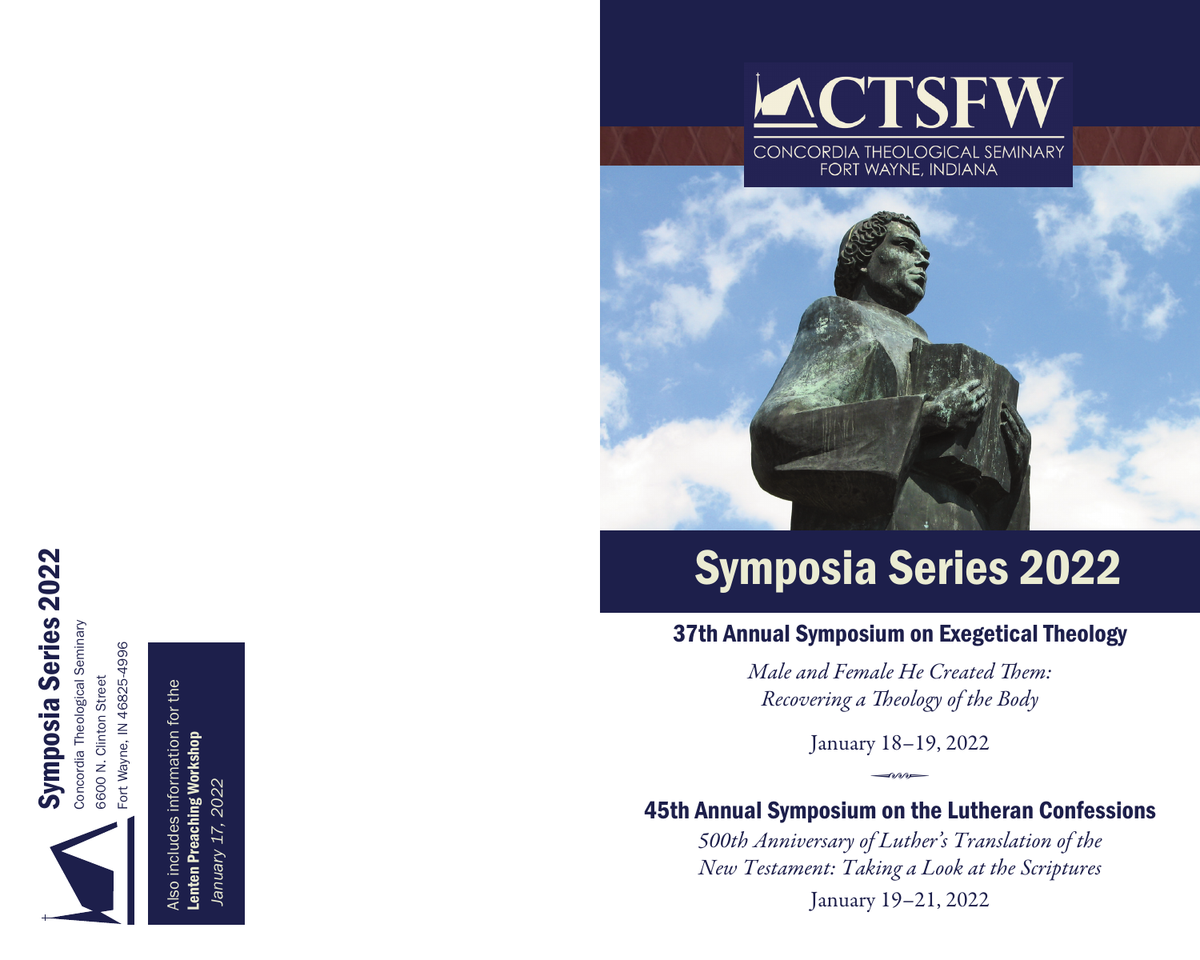# Symposia Series 2022

Concordia Theological Seminary
6600 N. Clinton Street
Fort Wayne, IN 46825-4996

Also includes information for the **Lenten Preaching Workshop**
*January 17, 2022*

CTSFW
CONCORDIA THEOLOGICAL SEMINARY
FORT WAYNE, INDIANA

# Symposia Series 2022

## 37th Annual Symposium on Exegetical Theology

*Male and Female He Created Them:*
*Recovering a Theology of the Body*

January 18–19, 2022

## 45th Annual Symposium on the Lutheran Confessions

*500th Anniversary of Luther's Translation of the*
*New Testament: Taking a Look at the Scriptures*

January 19–21, 2022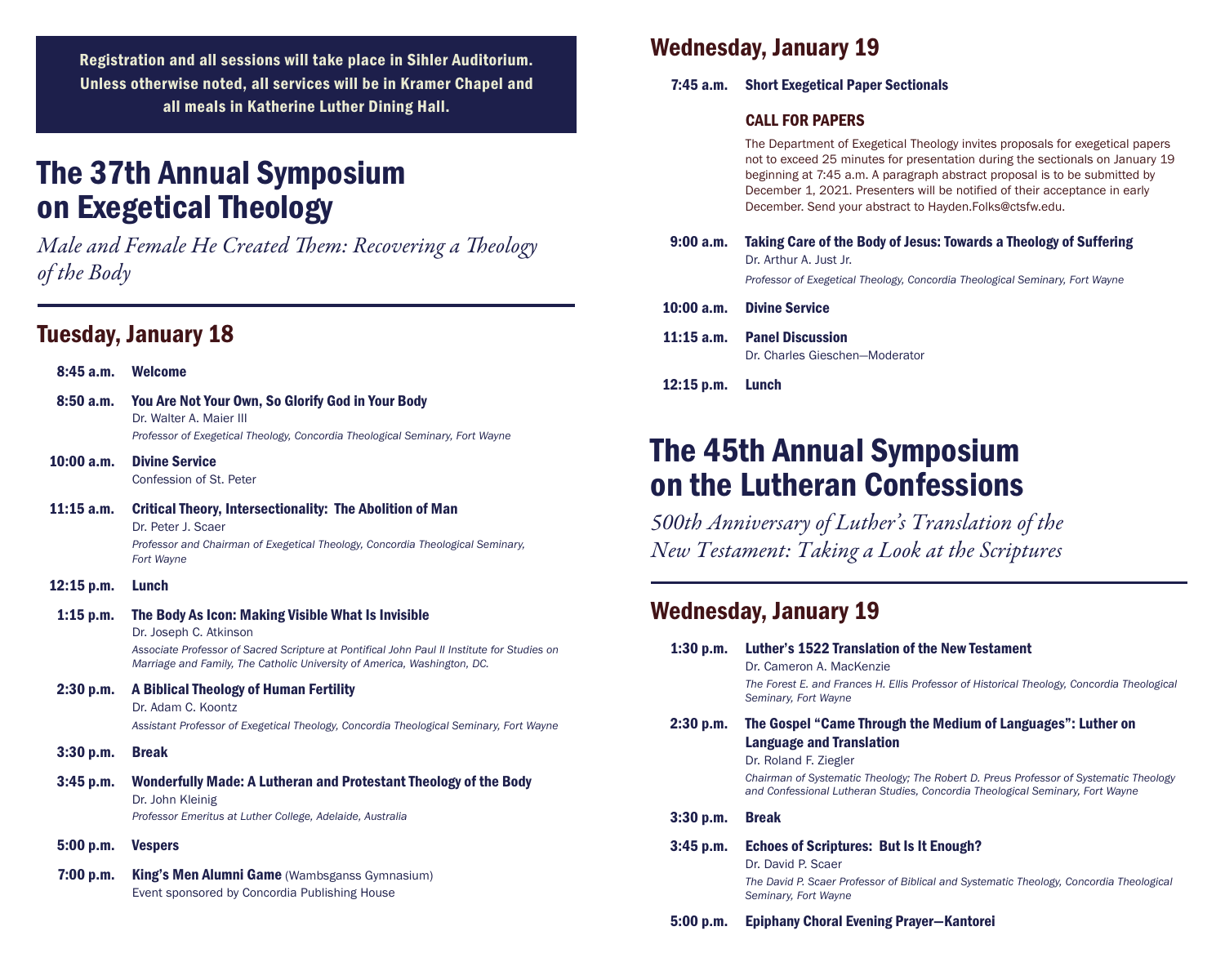**Registration and all sessions will take place in Sihler Auditorium. Unless otherwise noted, all services will be in Kramer Chapel and all meals in Katherine Luther Dining Hall.**

# The 37th Annual Symposium on Exegetical Theology

*Male and Female He Created Them: Recovering a Theology of the Body*

## Tuesday, January 18

**8:45 a.m.** **Welcome**

**8:50 a.m.** **You Are Not Your Own, So Glorify God in Your Body**
Dr. Walter A. Maier III
*Professor of Exegetical Theology, Concordia Theological Seminary, Fort Wayne*

**10:00 a.m.** **Divine Service**
Confession of St. Peter

**11:15 a.m.** **Critical Theory, Intersectionality: The Abolition of Man**
Dr. Peter J. Scaer
*Professor and Chairman of Exegetical Theology, Concordia Theological Seminary, Fort Wayne*

**12:15 p.m.** **Lunch**

**1:15 p.m.** **The Body As Icon: Making Visible What Is Invisible**
Dr. Joseph C. Atkinson
*Associate Professor of Sacred Scripture at Pontifical John Paul II Institute for Studies on Marriage and Family, The Catholic University of America, Washington, DC.*

**2:30 p.m.** **A Biblical Theology of Human Fertility**
Dr. Adam C. Koontz
*Assistant Professor of Exegetical Theology, Concordia Theological Seminary, Fort Wayne*

**3:30 p.m.** **Break**

**3:45 p.m.** **Wonderfully Made: A Lutheran and Protestant Theology of the Body**
Dr. John Kleinig
*Professor Emeritus at Luther College, Adelaide, Australia*

**5:00 p.m.** **Vespers**

**7:00 p.m.** **King's Men Alumni Game** (Wambsganss Gymnasium)
Event sponsored by Concordia Publishing House

## Wednesday, January 19

**7:45 a.m.** **Short Exegetical Paper Sectionals**

**CALL FOR PAPERS**

The Department of Exegetical Theology invites proposals for exegetical papers not to exceed 25 minutes for presentation during the sectionals on January 19 beginning at 7:45 a.m. A paragraph abstract proposal is to be submitted by December 1, 2021. Presenters will be notified of their acceptance in early December. Send your abstract to Hayden.Folks@ctsfw.edu.

**9:00 a.m.** **Taking Care of the Body of Jesus: Towards a Theology of Suffering**
Dr. Arthur A. Just Jr.
*Professor of Exegetical Theology, Concordia Theological Seminary, Fort Wayne*

**10:00 a.m.** **Divine Service**

**11:15 a.m.** **Panel Discussion**
Dr. Charles Gieschen—Moderator

**12:15 p.m.** **Lunch**

# The 45th Annual Symposium on the Lutheran Confessions

*500th Anniversary of Luther's Translation of the New Testament: Taking a Look at the Scriptures*

## Wednesday, January 19

**1:30 p.m.** **Luther's 1522 Translation of the New Testament**
Dr. Cameron A. MacKenzie
*The Forest E. and Frances H. Ellis Professor of Historical Theology, Concordia Theological Seminary, Fort Wayne*

**2:30 p.m.** **The Gospel "Came Through the Medium of Languages": Luther on Language and Translation**
Dr. Roland F. Ziegler
*Chairman of Systematic Theology; The Robert D. Preus Professor of Systematic Theology and Confessional Lutheran Studies, Concordia Theological Seminary, Fort Wayne*

**3:30 p.m.** **Break**

**3:45 p.m.** **Echoes of Scriptures: But Is It Enough?**
Dr. David P. Scaer
*The David P. Scaer Professor of Biblical and Systematic Theology, Concordia Theological Seminary, Fort Wayne*

**5:00 p.m.** **Epiphany Choral Evening Prayer—Kantorei**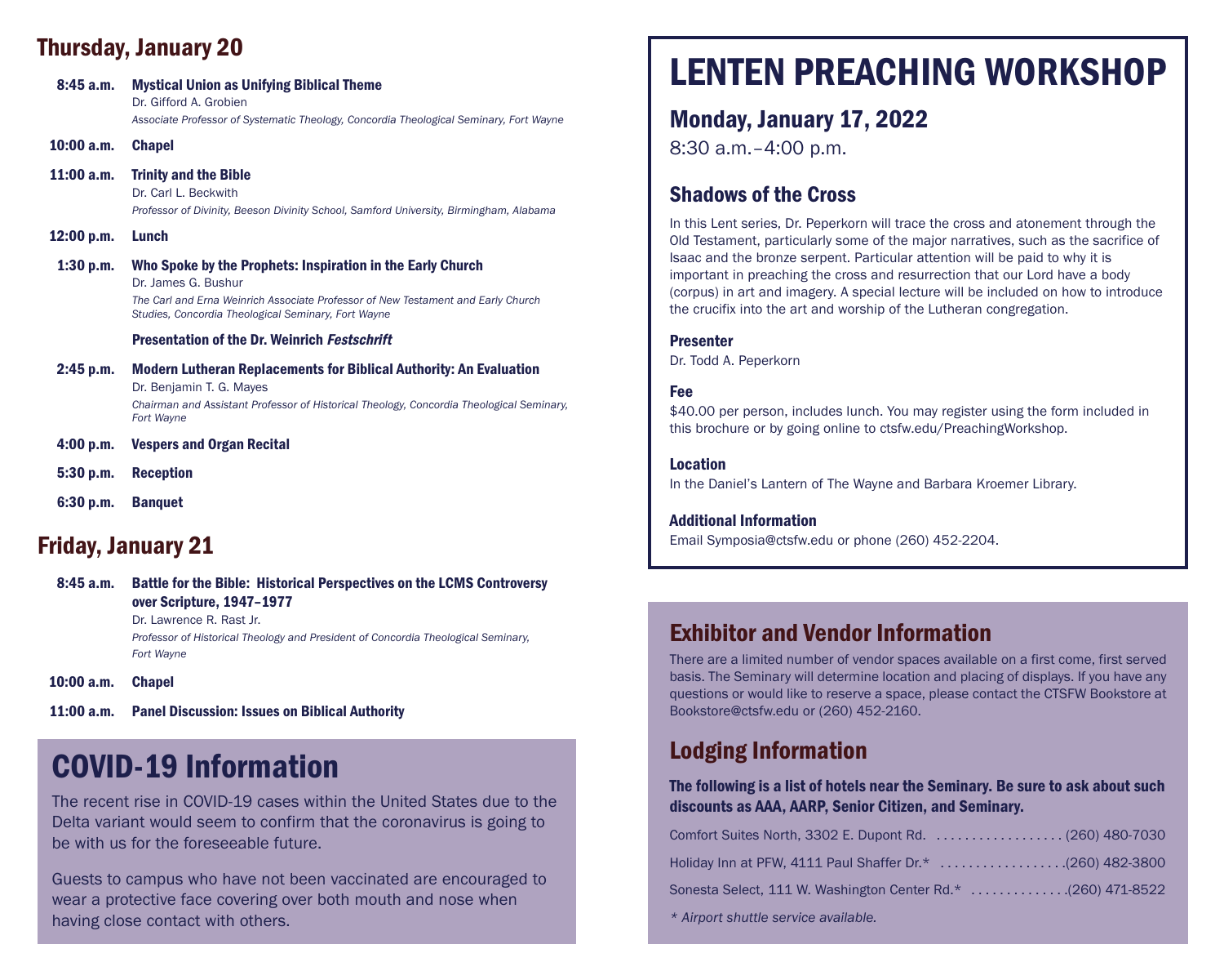## Thursday, January 20

**8:45 a.m.** **Mystical Union as Unifying Biblical Theme**
Dr. Gifford A. Grobien
*Associate Professor of Systematic Theology, Concordia Theological Seminary, Fort Wayne*

**10:00 a.m.** **Chapel**

**11:00 a.m.** **Trinity and the Bible**
Dr. Carl L. Beckwith
*Professor of Divinity, Beeson Divinity School, Samford University, Birmingham, Alabama*

**12:00 p.m.** **Lunch**

**1:30 p.m.** **Who Spoke by the Prophets: Inspiration in the Early Church**
Dr. James G. Bushur
*The Carl and Erna Weinrich Associate Professor of New Testament and Early Church Studies, Concordia Theological Seminary, Fort Wayne*

**Presentation of the Dr. Weinrich *Festschrift***

**2:45 p.m.** **Modern Lutheran Replacements for Biblical Authority: An Evaluation**
Dr. Benjamin T. G. Mayes
*Chairman and Assistant Professor of Historical Theology, Concordia Theological Seminary, Fort Wayne*

**4:00 p.m.** **Vespers and Organ Recital**

**5:30 p.m.** **Reception**

**6:30 p.m.** **Banquet**

## Friday, January 21

**8:45 a.m.** **Battle for the Bible: Historical Perspectives on the LCMS Controversy over Scripture, 1947–1977**
Dr. Lawrence R. Rast Jr.
*Professor of Historical Theology and President of Concordia Theological Seminary, Fort Wayne*

**10:00 a.m.** **Chapel**

**11:00 a.m.** **Panel Discussion: Issues on Biblical Authority**

# COVID-19 Information

The recent rise in COVID-19 cases within the United States due to the Delta variant would seem to confirm that the coronavirus is going to be with us for the foreseeable future.

Guests to campus who have not been vaccinated are encouraged to wear a protective face covering over both mouth and nose when having close contact with others.

# LENTEN PREACHING WORKSHOP

## Monday, January 17, 2022

8:30 a.m.–4:00 p.m.

### Shadows of the Cross

In this Lent series, Dr. Peperkorn will trace the cross and atonement through the Old Testament, particularly some of the major narratives, such as the sacrifice of Isaac and the bronze serpent. Particular attention will be paid to why it is important in preaching the cross and resurrection that our Lord have a body (corpus) in art and imagery. A special lecture will be included on how to introduce the crucifix into the art and worship of the Lutheran congregation.

**Presenter**
Dr. Todd A. Peperkorn

**Fee**
$40.00 per person, includes lunch. You may register using the form included in this brochure or by going online to ctsfw.edu/PreachingWorkshop.

**Location**
In the Daniel's Lantern of The Wayne and Barbara Kroemer Library.

**Additional Information**
Email Symposia@ctsfw.edu or phone (260) 452-2204.

## Exhibitor and Vendor Information

There are a limited number of vendor spaces available on a first come, first served basis. The Seminary will determine location and placing of displays. If you have any questions or would like to reserve a space, please contact the CTSFW Bookstore at Bookstore@ctsfw.edu or (260) 452-2160.

## Lodging Information

**The following is a list of hotels near the Seminary. Be sure to ask about such discounts as AAA, AARP, Senior Citizen, and Seminary.**

Comfort Suites North, 3302 E. Dupont Rd. .................. (260) 480-7030

Holiday Inn at PFW, 4111 Paul Shaffer Dr.* .................. (260) 482-3800

Sonesta Select, 111 W. Washington Center Rd.* .............. (260) 471-8522

*\* Airport shuttle service available.*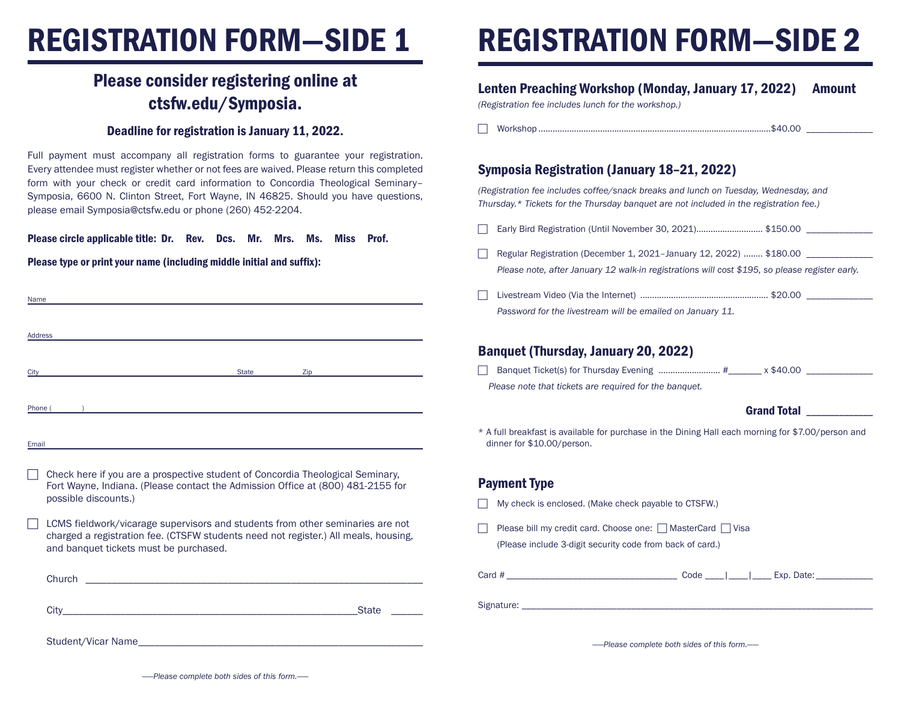# REGISTRATION FORM—SIDE 1

## Please consider registering online at ctsfw.edu/Symposia.

### Deadline for registration is January 11, 2022.

Full payment must accompany all registration forms to guarantee your registration. Every attendee must register whether or not fees are waived. Please return this completed form with your check or credit card information to Concordia Theological Seminary–Symposia, 6600 N. Clinton Street, Fort Wayne, IN 46825. Should you have questions, please email Symposia@ctsfw.edu or phone (260) 452-2204.

**Please circle applicable title: Dr. Rev. Dcs. Mr. Mrs. Ms. Miss Prof.**

**Please type or print your name (including middle initial and suffix):**

Name ______________________________

Address ______________________________

City ______________ State ______ Zip ______________

Phone ( ) ______________________________

Email ______________________________

☐ Check here if you are a prospective student of Concordia Theological Seminary, Fort Wayne, Indiana. (Please contact the Admission Office at (800) 481-2155 for possible discounts.)

☐ LCMS fieldwork/vicarage supervisors and students from other seminaries are not charged a registration fee. (CTSFW students need not register.) All meals, housing, and banquet tickets must be purchased.

Church ______________________________

City ______________________________ State ______

Student/Vicar Name ______________________________

*—Please complete both sides of this form.—*

# REGISTRATION FORM—SIDE 2

## Lenten Preaching Workshop (Monday, January 17, 2022) Amount

*(Registration fee includes lunch for the workshop.)*

☐ Workshop ........................................ $40.00 ____________

## Symposia Registration (January 18–21, 2022)

*(Registration fee includes coffee/snack breaks and lunch on Tuesday, Wednesday, and Thursday.* Tickets for the Thursday banquet are not included in the registration fee.)*

☐ Early Bird Registration (Until November 30, 2021).......................... $150.00 ____________

☐ Regular Registration (December 1, 2021–January 12, 2022) ........ $180.00 ____________

*Please note, after January 12 walk-in registrations will cost $195, so please register early.*

☐ Livestream Video (Via the Internet) ........................................ $20.00 ____________

*Password for the livestream will be emailed on January 11.*

## Banquet (Thursday, January 20, 2022)

☐ Banquet Ticket(s) for Thursday Evening ......................... #_______ x $40.00 ____________

*Please note that tickets are required for the banquet.*

**Grand Total** ____________

* A full breakfast is available for purchase in the Dining Hall each morning for $7.00/person and dinner for $10.00/person.

## Payment Type

☐ My check is enclosed. (Make check payable to CTSFW.)

☐ Please bill my credit card. Choose one: ☐ MasterCard ☐ Visa

(Please include 3-digit security code from back of card.)

Card # ______________________________ Code ____|____|____ Exp. Date: ____________

Signature: ______________________________

*—Please complete both sides of this form.—*